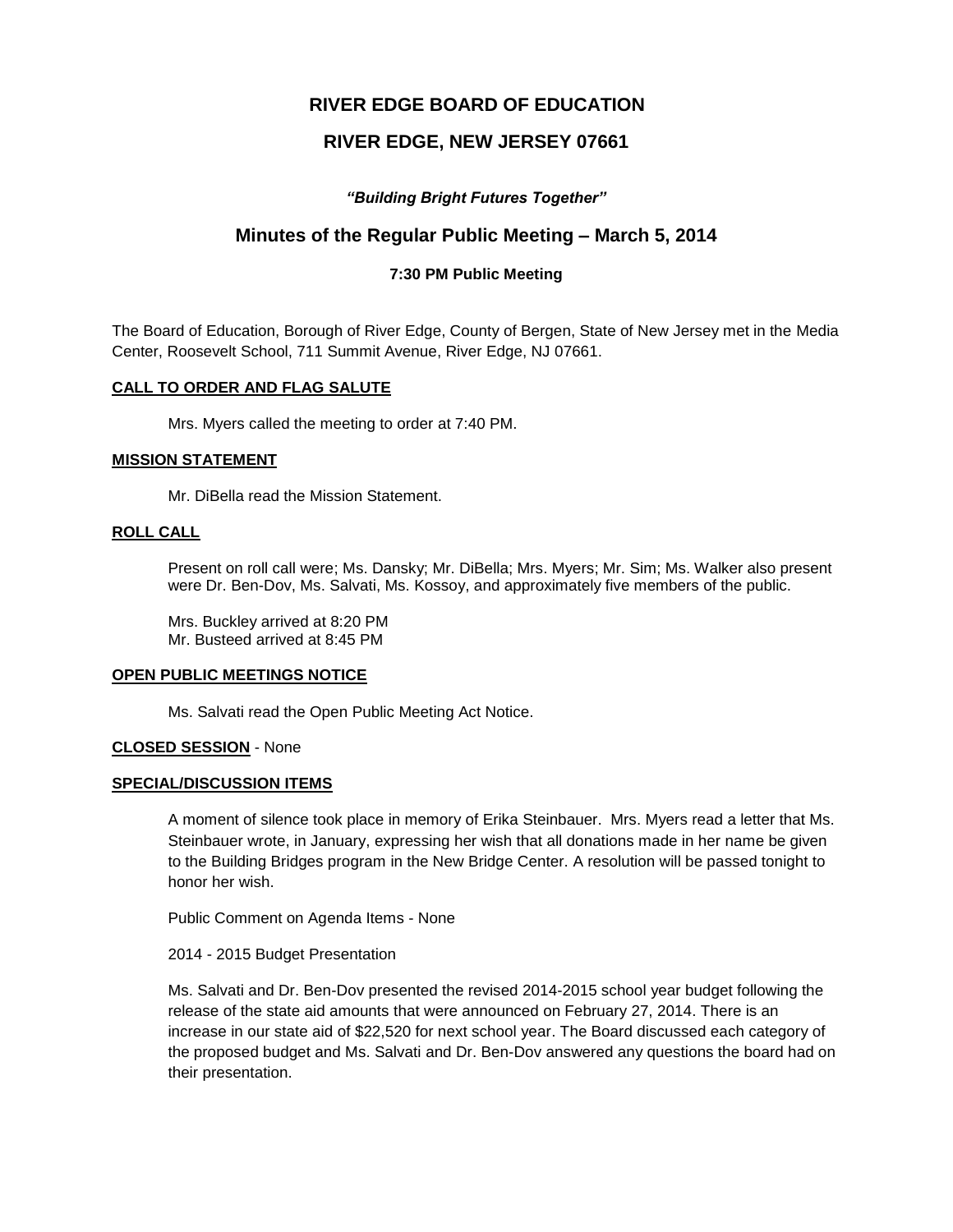# RIVER EDGE BOARD OF EDUCATION

# RIVER EDGE, NEW JERSEY 07661

***"Building Bright Futures Together"***

## Minutes of the Regular Public Meeting – March 5, 2014

### 7:30 PM Public Meeting

The Board of Education, Borough of River Edge, County of Bergen, State of New Jersey met in the Media Center, Roosevelt School, 711 Summit Avenue, River Edge, NJ 07661.

**CALL TO ORDER AND FLAG SALUTE**

Mrs. Myers called the meeting to order at 7:40 PM.

**MISSION STATEMENT**

Mr. DiBella read the Mission Statement.

**ROLL CALL**

Present on roll call were; Ms. Dansky; Mr. DiBella; Mrs. Myers; Mr. Sim; Ms. Walker also present were Dr. Ben-Dov, Ms. Salvati, Ms. Kossoy, and approximately five members of the public.

Mrs. Buckley arrived at 8:20 PM
Mr. Busteed arrived at 8:45 PM

**OPEN PUBLIC MEETINGS NOTICE**

Ms. Salvati read the Open Public Meeting Act Notice.

**CLOSED SESSION** - None

**SPECIAL/DISCUSSION ITEMS**

A moment of silence took place in memory of Erika Steinbauer. Mrs. Myers read a letter that Ms. Steinbauer wrote, in January, expressing her wish that all donations made in her name be given to the Building Bridges program in the New Bridge Center. A resolution will be passed tonight to honor her wish.

Public Comment on Agenda Items - None

2014 - 2015 Budget Presentation

Ms. Salvati and Dr. Ben-Dov presented the revised 2014-2015 school year budget following the release of the state aid amounts that were announced on February 27, 2014. There is an increase in our state aid of $22,520 for next school year. The Board discussed each category of the proposed budget and Ms. Salvati and Dr. Ben-Dov answered any questions the board had on their presentation.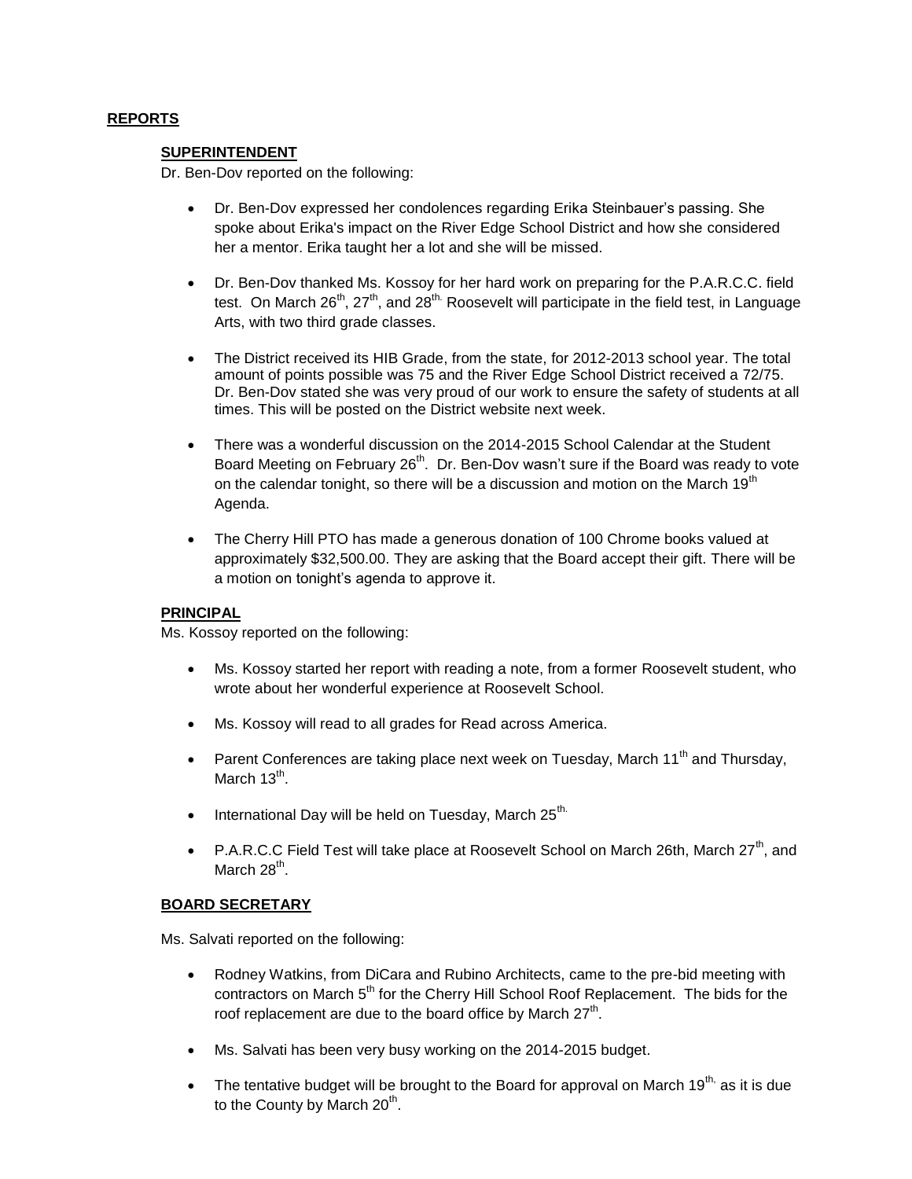## REPORTS

### SUPERINTENDENT

Dr. Ben-Dov reported on the following:

- Dr. Ben-Dov expressed her condolences regarding Erika Steinbauer's passing. She spoke about Erika's impact on the River Edge School District and how she considered her a mentor. Erika taught her a lot and she will be missed.
- Dr. Ben-Dov thanked Ms. Kossoy for her hard work on preparing for the P.A.R.C.C. field test. On March 26th, 27th, and 28th. Roosevelt will participate in the field test, in Language Arts, with two third grade classes.
- The District received its HIB Grade, from the state, for 2012-2013 school year. The total amount of points possible was 75 and the River Edge School District received a 72/75. Dr. Ben-Dov stated she was very proud of our work to ensure the safety of students at all times. This will be posted on the District website next week.
- There was a wonderful discussion on the 2014-2015 School Calendar at the Student Board Meeting on February 26th. Dr. Ben-Dov wasn't sure if the Board was ready to vote on the calendar tonight, so there will be a discussion and motion on the March 19th Agenda.
- The Cherry Hill PTO has made a generous donation of 100 Chrome books valued at approximately $32,500.00. They are asking that the Board accept their gift. There will be a motion on tonight's agenda to approve it.

### PRINCIPAL

Ms. Kossoy reported on the following:

- Ms. Kossoy started her report with reading a note, from a former Roosevelt student, who wrote about her wonderful experience at Roosevelt School.
- Ms. Kossoy will read to all grades for Read across America.
- Parent Conferences are taking place next week on Tuesday, March 11th and Thursday, March 13th.
- International Day will be held on Tuesday, March 25th.
- P.A.R.C.C Field Test will take place at Roosevelt School on March 26th, March 27th, and March 28th.

### BOARD SECRETARY

Ms. Salvati reported on the following:

- Rodney Watkins, from DiCara and Rubino Architects, came to the pre-bid meeting with contractors on March 5th for the Cherry Hill School Roof Replacement. The bids for the roof replacement are due to the board office by March 27th.
- Ms. Salvati has been very busy working on the 2014-2015 budget.
- The tentative budget will be brought to the Board for approval on March 19th, as it is due to the County by March 20th.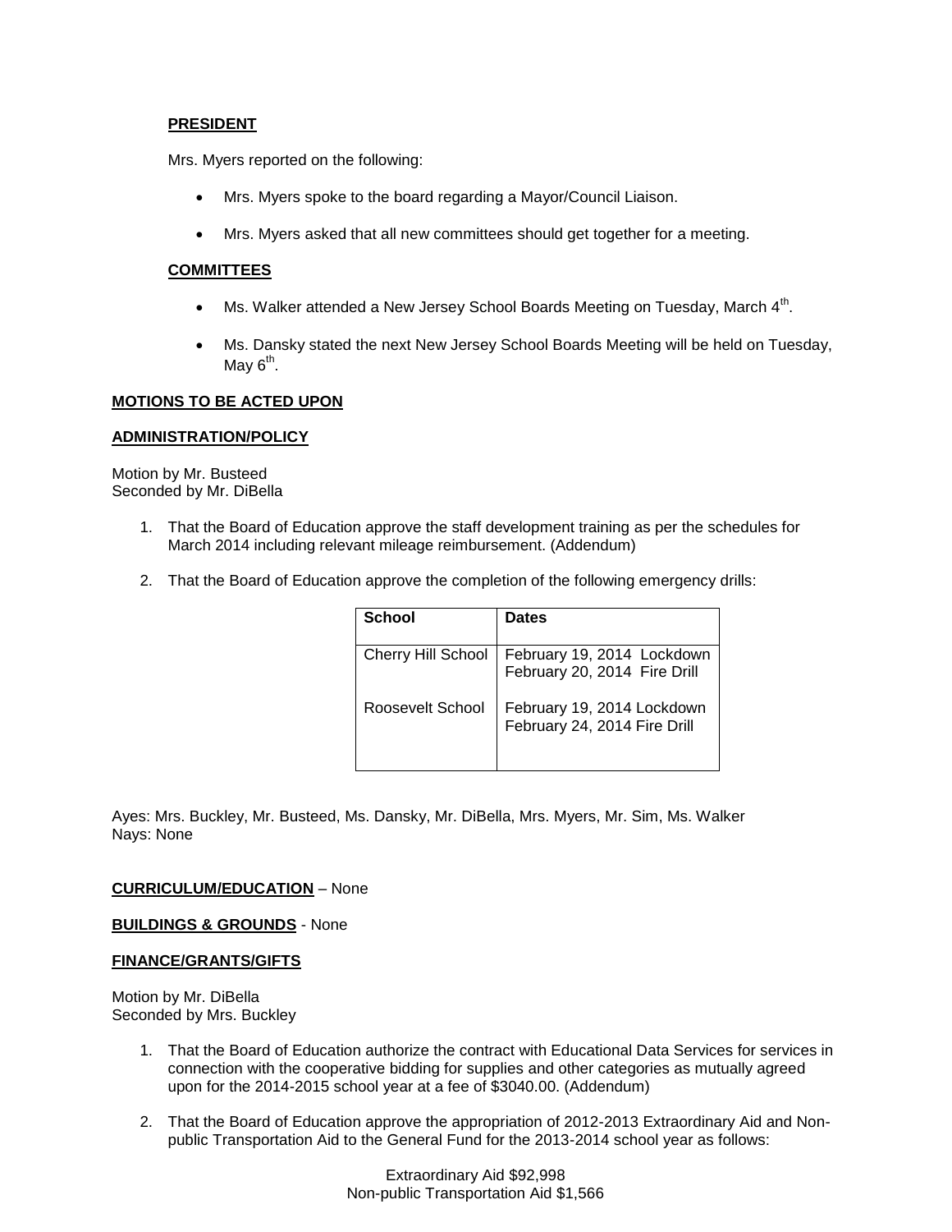**PRESIDENT**

Mrs. Myers reported on the following:

- Mrs. Myers spoke to the board regarding a Mayor/Council Liaison.
- Mrs. Myers asked that all new committees should get together for a meeting.

**COMMITTEES**

- Ms. Walker attended a New Jersey School Boards Meeting on Tuesday, March 4th.
- Ms. Dansky stated the next New Jersey School Boards Meeting will be held on Tuesday, May 6th.

**MOTIONS TO BE ACTED UPON**

**ADMINISTRATION/POLICY**

Motion by Mr. Busteed
Seconded by Mr. DiBella

1. That the Board of Education approve the staff development training as per the schedules for March 2014 including relevant mileage reimbursement. (Addendum)

2. That the Board of Education approve the completion of the following emergency drills:

| School | Dates |
|---|---|
| Cherry Hill School | February 19, 2014 Lockdown<br>February 20, 2014 Fire Drill |
| Roosevelt School | February 19, 2014 Lockdown<br>February 24, 2014 Fire Drill |

Ayes: Mrs. Buckley, Mr. Busteed, Ms. Dansky, Mr. DiBella, Mrs. Myers, Mr. Sim, Ms. Walker
Nays: None

**CURRICULUM/EDUCATION** – None

**BUILDINGS & GROUNDS** - None

**FINANCE/GRANTS/GIFTS**

Motion by Mr. DiBella
Seconded by Mrs. Buckley

1. That the Board of Education authorize the contract with Educational Data Services for services in connection with the cooperative bidding for supplies and other categories as mutually agreed upon for the 2014-2015 school year at a fee of $3040.00. (Addendum)

2. That the Board of Education approve the appropriation of 2012-2013 Extraordinary Aid and Non-public Transportation Aid to the General Fund for the 2013-2014 school year as follows:

Extraordinary Aid $92,998
Non-public Transportation Aid $1,566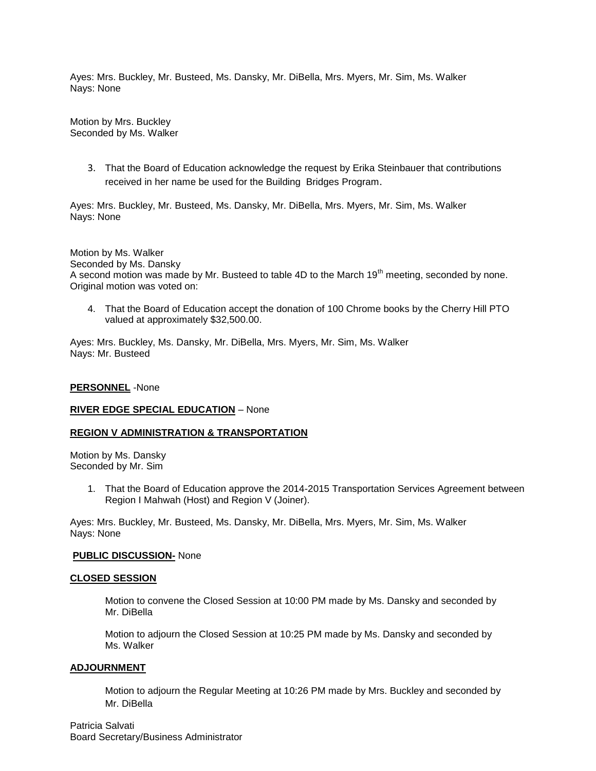Ayes: Mrs. Buckley, Mr. Busteed, Ms. Dansky, Mr. DiBella, Mrs. Myers, Mr. Sim, Ms. Walker
Nays: None

Motion by Mrs. Buckley
Seconded by Ms. Walker

3. That the Board of Education acknowledge the request by Erika Steinbauer that contributions received in her name be used for the Building Bridges Program.

Ayes: Mrs. Buckley, Mr. Busteed, Ms. Dansky, Mr. DiBella, Mrs. Myers, Mr. Sim, Ms. Walker
Nays: None

Motion by Ms. Walker
Seconded by Ms. Dansky
A second motion was made by Mr. Busteed to table 4D to the March 19th meeting, seconded by none. Original motion was voted on:

4. That the Board of Education accept the donation of 100 Chrome books by the Cherry Hill PTO valued at approximately $32,500.00.

Ayes: Mrs. Buckley, Ms. Dansky, Mr. DiBella, Mrs. Myers, Mr. Sim, Ms. Walker
Nays: Mr. Busteed

**PERSONNEL** -None

**RIVER EDGE SPECIAL EDUCATION** – None

**REGION V ADMINISTRATION & TRANSPORTATION**

Motion by Ms. Dansky
Seconded by Mr. Sim

1. That the Board of Education approve the 2014-2015 Transportation Services Agreement between Region I Mahwah (Host) and Region V (Joiner).

Ayes: Mrs. Buckley, Mr. Busteed, Ms. Dansky, Mr. DiBella, Mrs. Myers, Mr. Sim, Ms. Walker
Nays: None

**PUBLIC DISCUSSION-** None

**CLOSED SESSION**

Motion to convene the Closed Session at 10:00 PM made by Ms. Dansky and seconded by Mr. DiBella

Motion to adjourn the Closed Session at 10:25 PM made by Ms. Dansky and seconded by Ms. Walker

**ADJOURNMENT**

Motion to adjourn the Regular Meeting at 10:26 PM made by Mrs. Buckley and seconded by Mr. DiBella

Patricia Salvati
Board Secretary/Business Administrator